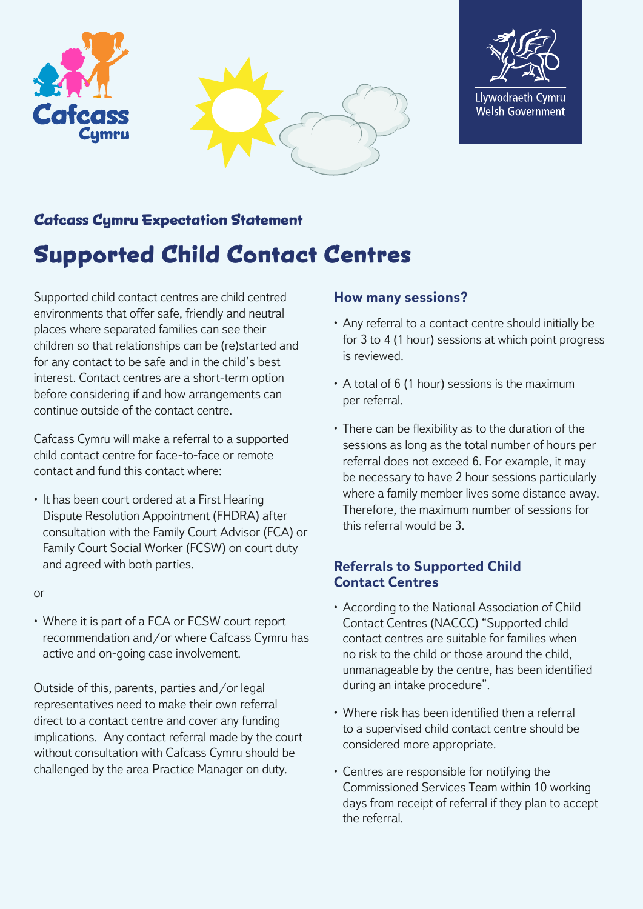Llywodraeth Cymru
Welsh Government

### Cafcass Cymru Expectation Statement

# Supported Child Contact Centres

Supported child contact centres are child centred environments that offer safe, friendly and neutral places where separated families can see their children so that relationships can be (re)started and for any contact to be safe and in the child's best interest. Contact centres are a short-term option before considering if and how arrangements can continue outside of the contact centre.

Cafcass Cymru will make a referral to a supported child contact centre for face-to-face or remote contact and fund this contact where:

- It has been court ordered at a First Hearing Dispute Resolution Appointment (FHDRA) after consultation with the Family Court Advisor (FCA) or Family Court Social Worker (FCSW) on court duty and agreed with both parties.

or

- Where it is part of a FCA or FCSW court report recommendation and/or where Cafcass Cymru has active and on-going case involvement.

Outside of this, parents, parties and/or legal representatives need to make their own referral direct to a contact centre and cover any funding implications. Any contact referral made by the court without consultation with Cafcass Cymru should be challenged by the area Practice Manager on duty.

## How many sessions?

- Any referral to a contact centre should initially be for 3 to 4 (1 hour) sessions at which point progress is reviewed.
- A total of 6 (1 hour) sessions is the maximum per referral.
- There can be flexibility as to the duration of the sessions as long as the total number of hours per referral does not exceed 6. For example, it may be necessary to have 2 hour sessions particularly where a family member lives some distance away. Therefore, the maximum number of sessions for this referral would be 3.

## Referrals to Supported Child Contact Centres

- According to the National Association of Child Contact Centres (NACCC) "Supported child contact centres are suitable for families when no risk to the child or those around the child, unmanageable by the centre, has been identified during an intake procedure".
- Where risk has been identified then a referral to a supervised child contact centre should be considered more appropriate.
- Centres are responsible for notifying the Commissioned Services Team within 10 working days from receipt of referral if they plan to accept the referral.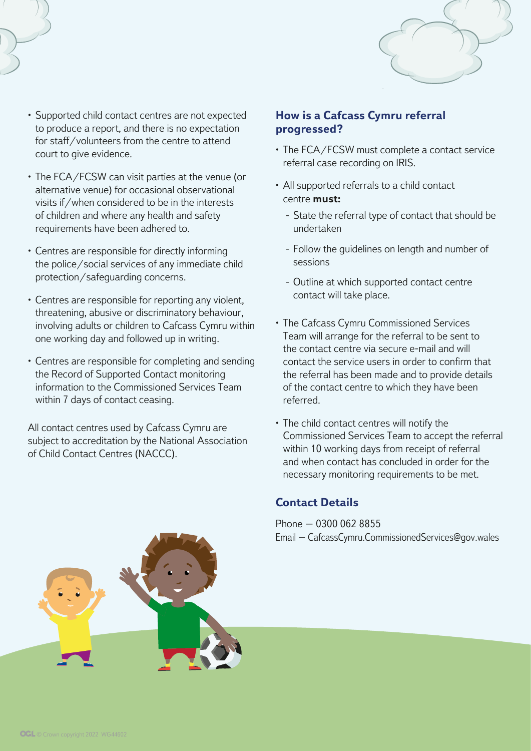- Supported child contact centres are not expected to produce a report, and there is no expectation for staff/volunteers from the centre to attend court to give evidence.
- The FCA/FCSW can visit parties at the venue (or alternative venue) for occasional observational visits if/when considered to be in the interests of children and where any health and safety requirements have been adhered to.
- Centres are responsible for directly informing the police/social services of any immediate child protection/safeguarding concerns.
- Centres are responsible for reporting any violent, threatening, abusive or discriminatory behaviour, involving adults or children to Cafcass Cymru within one working day and followed up in writing.
- Centres are responsible for completing and sending the Record of Supported Contact monitoring information to the Commissioned Services Team within 7 days of contact ceasing.

All contact centres used by Cafcass Cymru are subject to accreditation by the National Association of Child Contact Centres (NACCC).

## How is a Cafcass Cymru referral progressed?

- The FCA/FCSW must complete a contact service referral case recording on IRIS.
- All supported referrals to a child contact centre **must:**
  - State the referral type of contact that should be undertaken
  - Follow the guidelines on length and number of sessions
  - Outline at which supported contact centre contact will take place.
- The Cafcass Cymru Commissioned Services Team will arrange for the referral to be sent to the contact centre via secure e-mail and will contact the service users in order to confirm that the referral has been made and to provide details of the contact centre to which they have been referred.
- The child contact centres will notify the Commissioned Services Team to accept the referral within 10 working days from receipt of referral and when contact has concluded in order for the necessary monitoring requirements to be met.

## Contact Details

Phone – 0300 062 8855
Email – CafcassCymru.CommissionedServices@gov.wales

OGL © Crown copyright 2022 WG44602